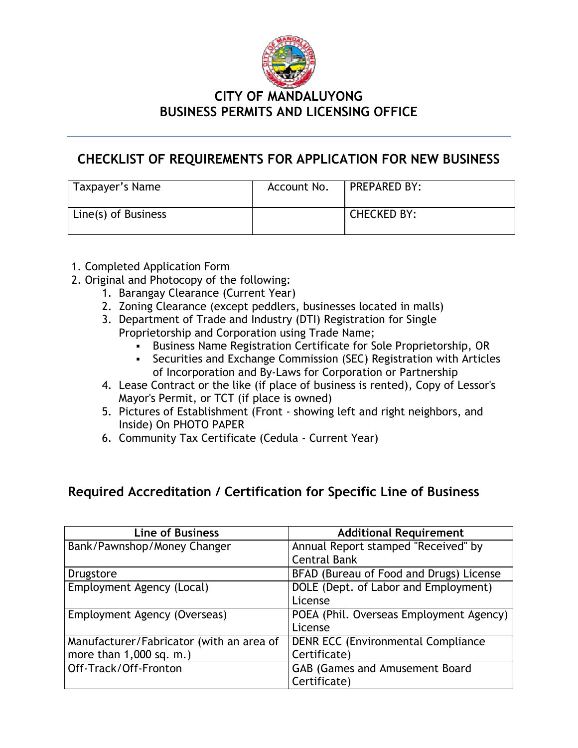# CITY OF MANDALUYONG
# BUSINESS PERMITS AND LICENSING OFFICE

## CHECKLIST OF REQUIREMENTS FOR APPLICATION FOR NEW BUSINESS

| Taxpayer's Name | Account No. | PREPARED BY: |
|---|---|---|
| Line(s) of Business | | CHECKED BY: |

1. Completed Application Form
2. Original and Photocopy of the following:
    1. Barangay Clearance (Current Year)
    2. Zoning Clearance (except peddlers, businesses located in malls)
    3. Department of Trade and Industry (DTI) Registration for Single Proprietorship and Corporation using Trade Name;
        - Business Name Registration Certificate for Sole Proprietorship, OR
        - Securities and Exchange Commission (SEC) Registration with Articles of Incorporation and By-Laws for Corporation or Partnership
    4. Lease Contract or the like (if place of business is rented), Copy of Lessor's Mayor's Permit, or TCT (if place is owned)
    5. Pictures of Establishment (Front - showing left and right neighbors, and Inside) On PHOTO PAPER
    6. Community Tax Certificate (Cedula - Current Year)

## Required Accreditation / Certification for Specific Line of Business

| Line of Business | Additional Requirement |
|---|---|
| Bank/Pawnshop/Money Changer | Annual Report stamped "Received" by Central Bank |
| Drugstore | BFAD (Bureau of Food and Drugs) License |
| Employment Agency (Local) | DOLE (Dept. of Labor and Employment) License |
| Employment Agency (Overseas) | POEA (Phil. Overseas Employment Agency) License |
| Manufacturer/Fabricator (with an area of more than 1,000 sq. m.) | DENR ECC (Environmental Compliance Certificate) |
| Off-Track/Off-Fronton | GAB (Games and Amusement Board Certificate) |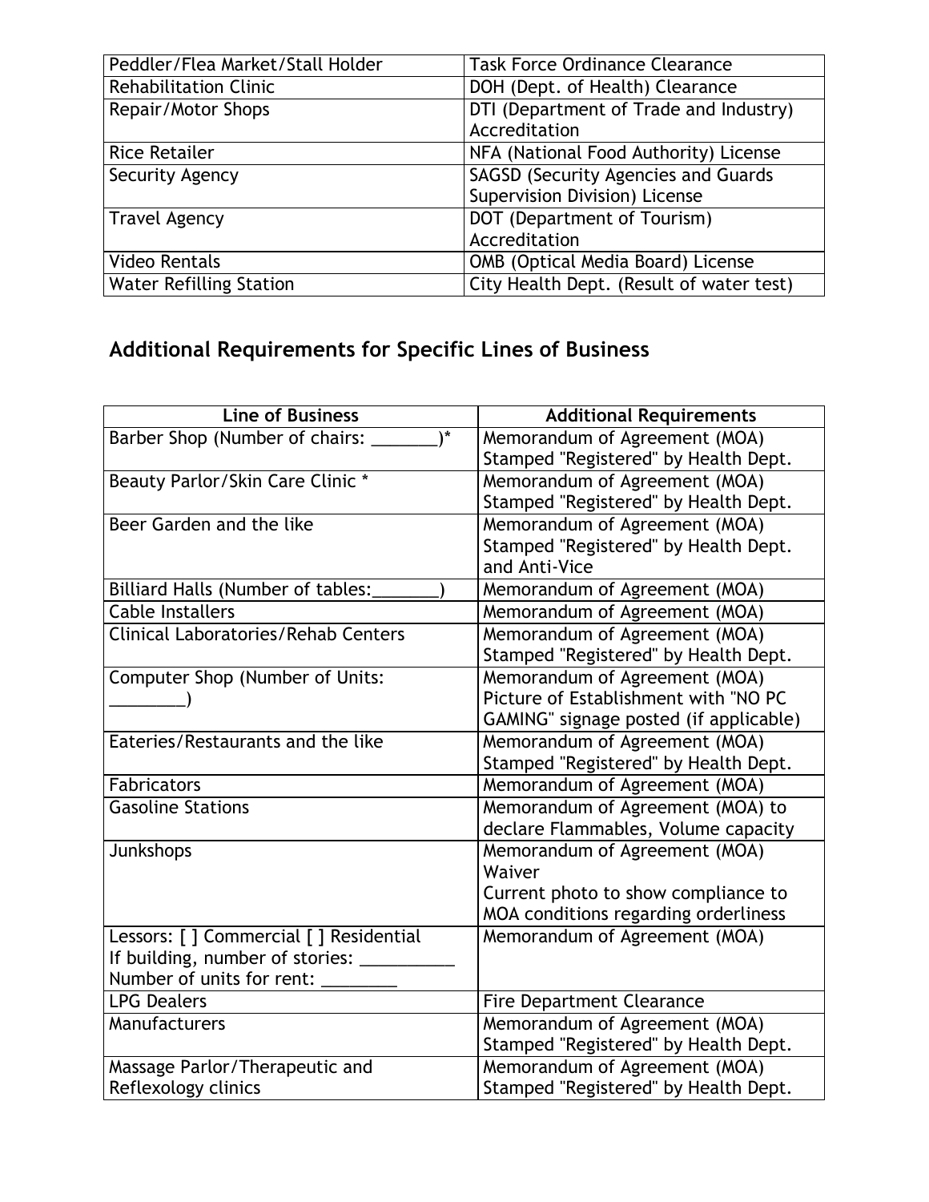| | |
|---|---|
| Peddler/Flea Market/Stall Holder | Task Force Ordinance Clearance |
| Rehabilitation Clinic | DOH (Dept. of Health) Clearance |
| Repair/Motor Shops | DTI (Department of Trade and Industry) Accreditation |
| Rice Retailer | NFA (National Food Authority) License |
| Security Agency | SAGSD (Security Agencies and Guards Supervision Division) License |
| Travel Agency | DOT (Department of Tourism) Accreditation |
| Video Rentals | OMB (Optical Media Board) License |
| Water Refilling Station | City Health Dept. (Result of water test) |

## Additional Requirements for Specific Lines of Business

| Line of Business | Additional Requirements |
|---|---|
| Barber Shop (Number of chairs: _______)* | Memorandum of Agreement (MOA)<br>Stamped "Registered" by Health Dept. |
| Beauty Parlor/Skin Care Clinic * | Memorandum of Agreement (MOA)<br>Stamped "Registered" by Health Dept. |
| Beer Garden and the like | Memorandum of Agreement (MOA)<br>Stamped "Registered" by Health Dept. and Anti-Vice |
| Billiard Halls (Number of tables:_______) | Memorandum of Agreement (MOA) |
| Cable Installers | Memorandum of Agreement (MOA) |
| Clinical Laboratories/Rehab Centers | Memorandum of Agreement (MOA)<br>Stamped "Registered" by Health Dept. |
| Computer Shop (Number of Units: ________) | Memorandum of Agreement (MOA)<br>Picture of Establishment with "NO PC GAMING" signage posted (if applicable) |
| Eateries/Restaurants and the like | Memorandum of Agreement (MOA)<br>Stamped "Registered" by Health Dept. |
| Fabricators | Memorandum of Agreement (MOA) |
| Gasoline Stations | Memorandum of Agreement (MOA) to declare Flammables, Volume capacity |
| Junkshops | Memorandum of Agreement (MOA)<br>Waiver<br>Current photo to show compliance to MOA conditions regarding orderliness |
| Lessors: [ ] Commercial [ ] Residential<br>If building, number of stories: __________<br>Number of units for rent: ________ | Memorandum of Agreement (MOA) |
| LPG Dealers | Fire Department Clearance |
| Manufacturers | Memorandum of Agreement (MOA)<br>Stamped "Registered" by Health Dept. |
| Massage Parlor/Therapeutic and Reflexology clinics | Memorandum of Agreement (MOA)<br>Stamped "Registered" by Health Dept. |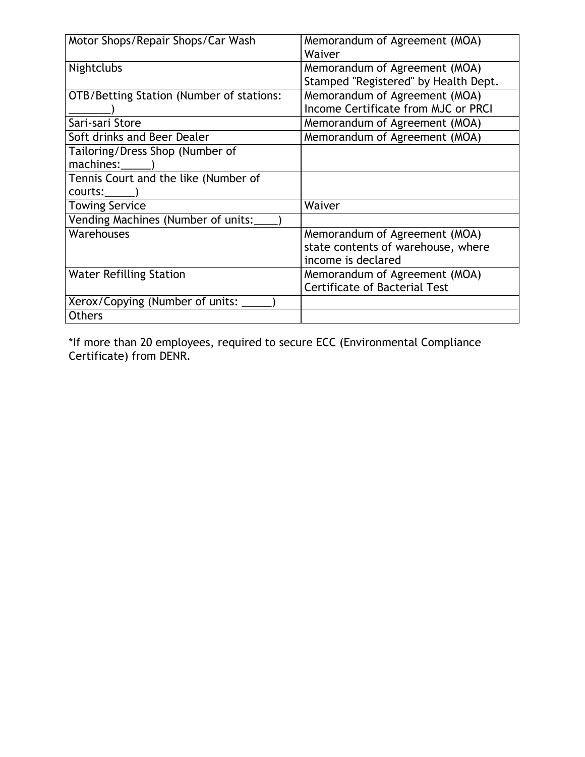| | |
|---|---|
| Motor Shops/Repair Shops/Car Wash | Memorandum of Agreement (MOA) Waiver |
| Nightclubs | Memorandum of Agreement (MOA) Stamped "Registered" by Health Dept. |
| OTB/Betting Station (Number of stations: _______) | Memorandum of Agreement (MOA) Income Certificate from MJC or PRCI |
| Sari-sari Store | Memorandum of Agreement (MOA) |
| Soft drinks and Beer Dealer | Memorandum of Agreement (MOA) |
| Tailoring/Dress Shop (Number of machines:_____) | |
| Tennis Court and the like (Number of courts:_____) | |
| Towing Service | Waiver |
| Vending Machines (Number of units:____) | |
| Warehouses | Memorandum of Agreement (MOA) state contents of warehouse, where income is declared |
| Water Refilling Station | Memorandum of Agreement (MOA) Certificate of Bacterial Test |
| Xerox/Copying (Number of units: _____) | |
| Others | |

*If more than 20 employees, required to secure ECC (Environmental Compliance Certificate) from DENR.